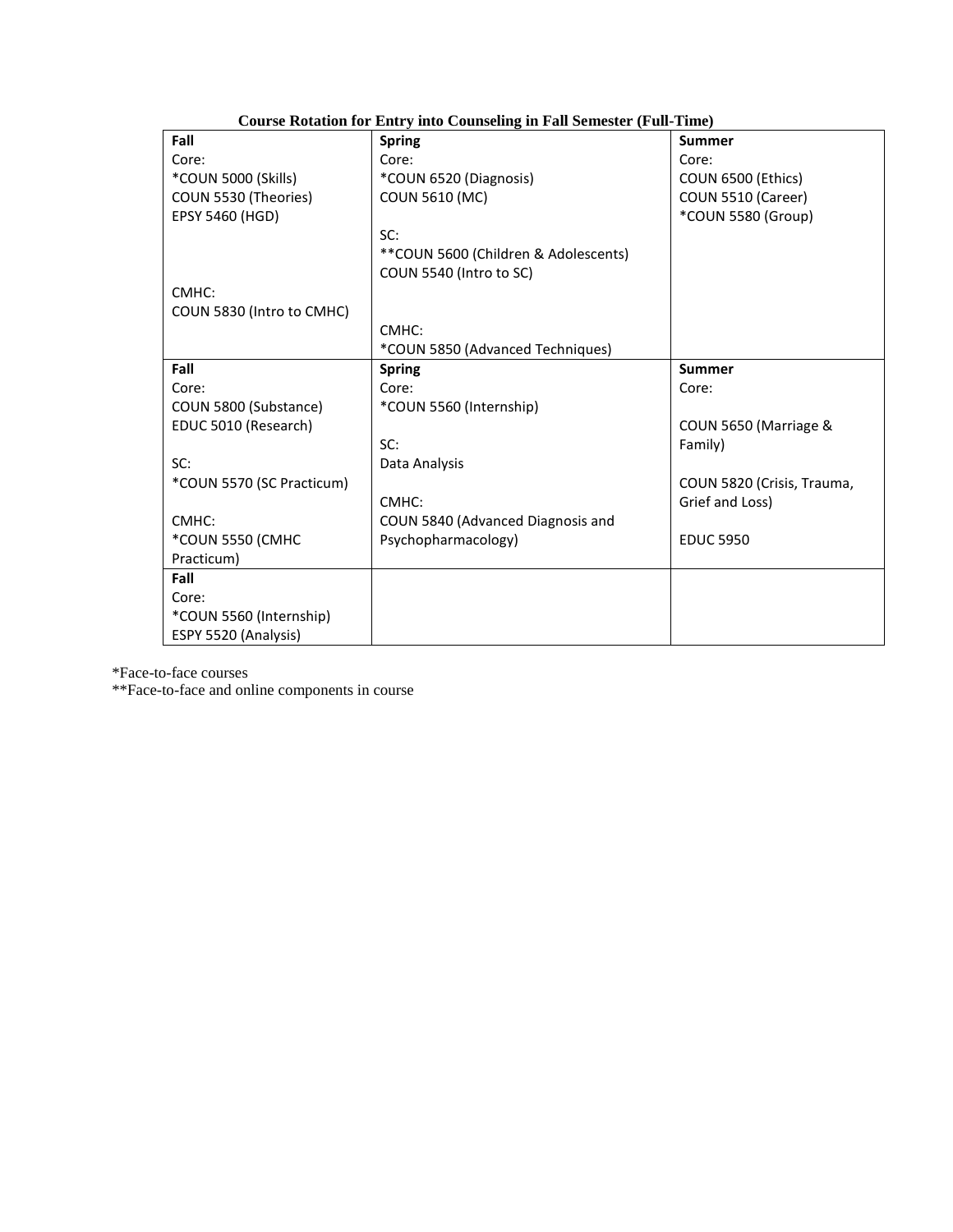**Course Rotation for Entry into Counseling in Fall Semester (Full-Time)**

| Fall | Spring | Summer |
|---|---|---|
| Core:<br>*COUN 5000 (Skills)<br>COUN 5530 (Theories)<br>EPSY 5460 (HGD)<br><br>CMHC:<br>COUN 5830 (Intro to CMHC) | Core:<br>*COUN 6520 (Diagnosis)<br>COUN 5610 (MC)<br><br>SC:<br>**COUN 5600 (Children & Adolescents)<br>COUN 5540 (Intro to SC)<br><br>CMHC:<br>*COUN 5850 (Advanced Techniques) | Core:<br>COUN 6500 (Ethics)<br>COUN 5510 (Career)<br>*COUN 5580 (Group) |
| **Fall**<br>Core:<br>COUN 5800 (Substance)<br>EDUC 5010 (Research)<br><br>SC:<br>*COUN 5570 (SC Practicum)<br><br>CMHC:<br>*COUN 5550 (CMHC Practicum) | **Spring**<br>Core:<br>*COUN 5560 (Internship)<br><br>SC:<br>Data Analysis<br><br>CMHC:<br>COUN 5840 (Advanced Diagnosis and Psychopharmacology) | **Summer**<br>Core:<br><br>COUN 5650 (Marriage & Family)<br><br>COUN 5820 (Crisis, Trauma, Grief and Loss)<br><br>EDUC 5950 |
| **Fall**<br>Core:<br>*COUN 5560 (Internship)<br>ESPY 5520 (Analysis) | | |

*Face-to-face courses

**Face-to-face and online components in course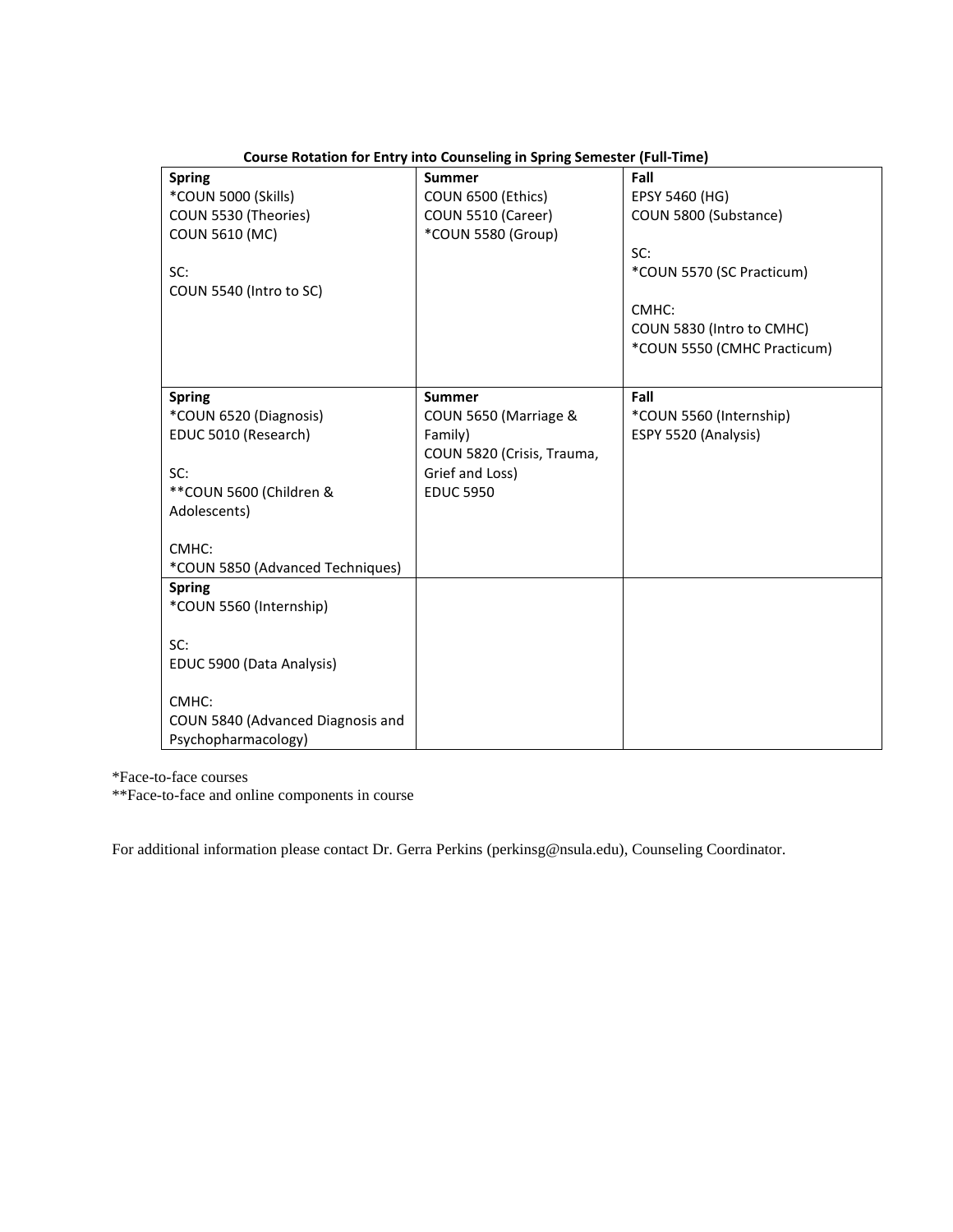**Course Rotation for Entry into Counseling in Spring Semester (Full-Time)**

| | | |
|---|---|---|
| **Spring**<br>*COUN 5000 (Skills)<br>COUN 5530 (Theories)<br>COUN 5610 (MC)<br><br>SC:<br>COUN 5540 (Intro to SC) | **Summer**<br>COUN 6500 (Ethics)<br>COUN 5510 (Career)<br>*COUN 5580 (Group) | **Fall**<br>EPSY 5460 (HG)<br>COUN 5800 (Substance)<br><br>SC:<br>*COUN 5570 (SC Practicum)<br><br>CMHC:<br>COUN 5830 (Intro to CMHC)<br>*COUN 5550 (CMHC Practicum) |
| **Spring**<br>*COUN 6520 (Diagnosis)<br>EDUC 5010 (Research)<br><br>SC:<br>**COUN 5600 (Children & Adolescents)<br><br>CMHC:<br>*COUN 5850 (Advanced Techniques) | **Summer**<br>COUN 5650 (Marriage & Family)<br>COUN 5820 (Crisis, Trauma, Grief and Loss)<br>EDUC 5950 | **Fall**<br>*COUN 5560 (Internship)<br>ESPY 5520 (Analysis) |
| **Spring**<br>*COUN 5560 (Internship)<br><br>SC:<br>EDUC 5900 (Data Analysis)<br><br>CMHC:<br>COUN 5840 (Advanced Diagnosis and Psychopharmacology) | | |

*Face-to-face courses
**Face-to-face and online components in course

For additional information please contact Dr. Gerra Perkins (perkinsg@nsula.edu), Counseling Coordinator.